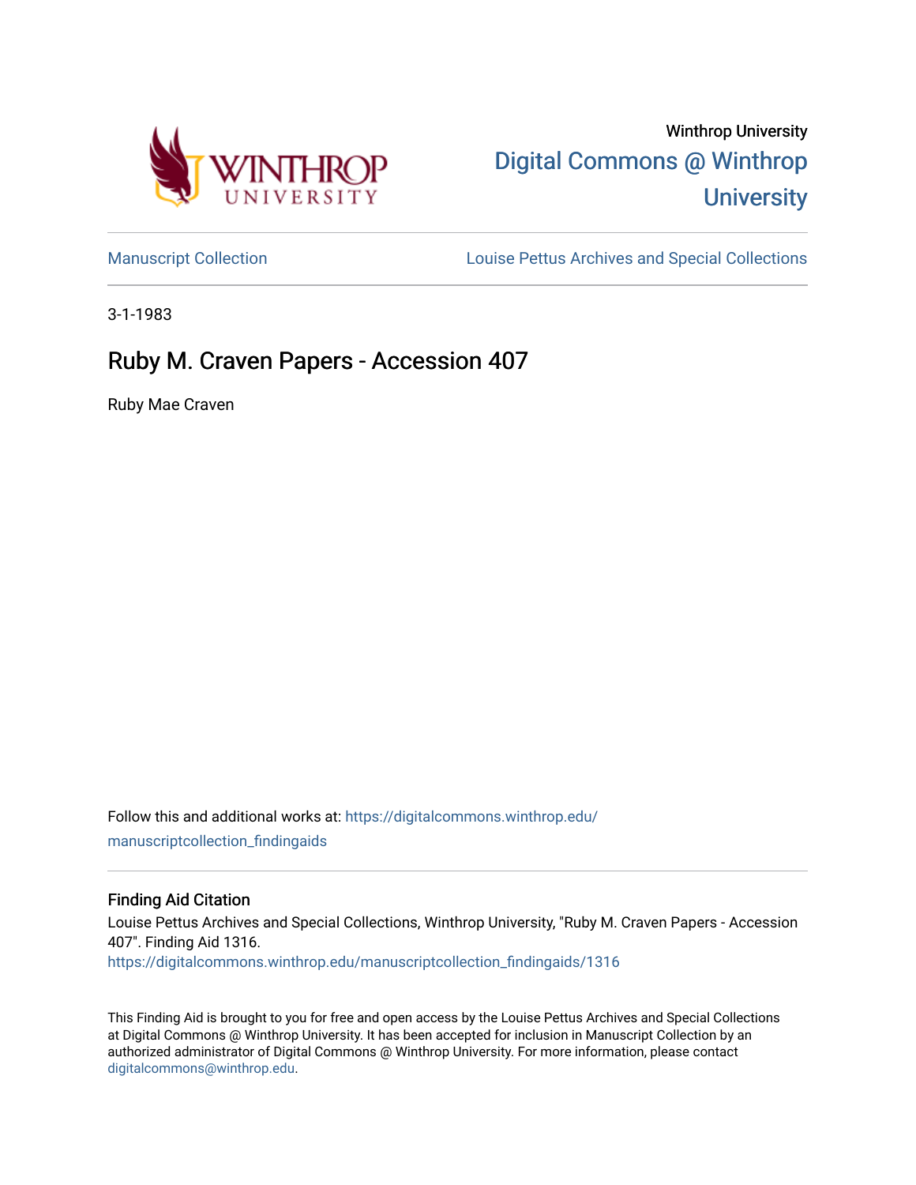Winthrop University

Digital Commons @ Winthrop University

Manuscript Collection

Louise Pettus Archives and Special Collections

3-1-1983

# Ruby M. Craven Papers - Accession 407

Ruby Mae Craven

Follow this and additional works at: https://digitalcommons.winthrop.edu/manuscriptcollection_findingaids

## Finding Aid Citation

Louise Pettus Archives and Special Collections, Winthrop University, "Ruby M. Craven Papers - Accession 407". Finding Aid 1316.
https://digitalcommons.winthrop.edu/manuscriptcollection_findingaids/1316

This Finding Aid is brought to you for free and open access by the Louise Pettus Archives and Special Collections at Digital Commons @ Winthrop University. It has been accepted for inclusion in Manuscript Collection by an authorized administrator of Digital Commons @ Winthrop University. For more information, please contact digitalcommons@winthrop.edu.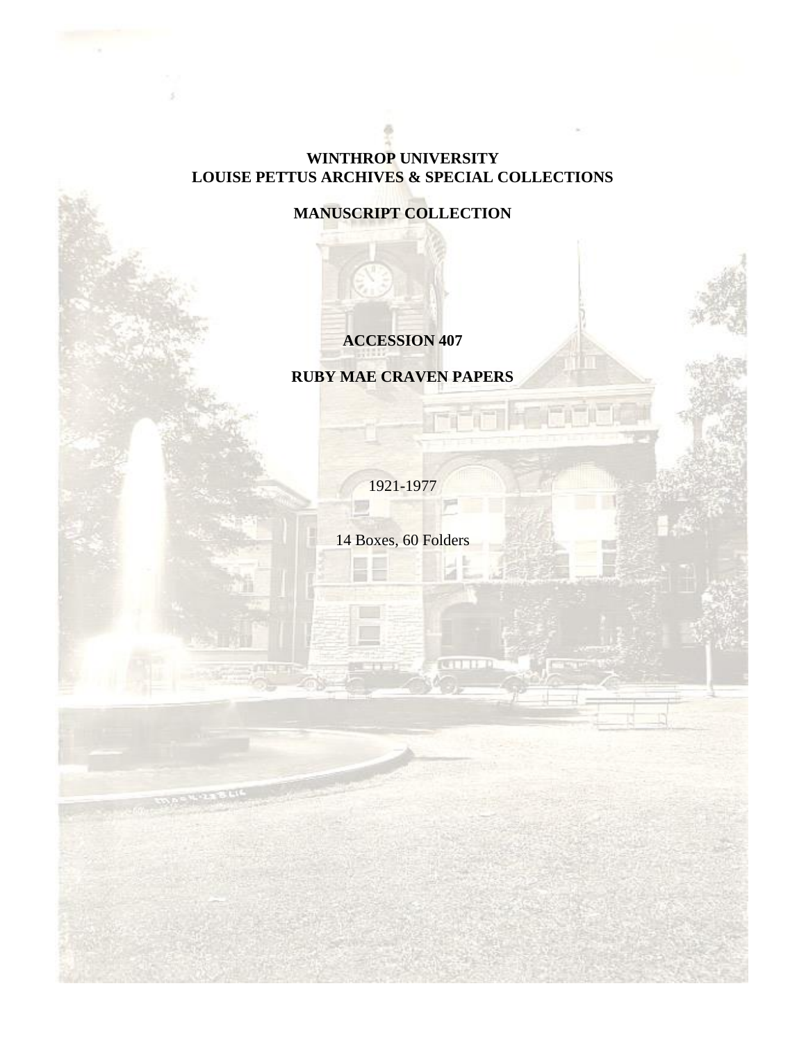**WINTHROP UNIVERSITY**
**LOUISE PETTUS ARCHIVES & SPECIAL COLLECTIONS**

**MANUSCRIPT COLLECTION**

**ACCESSION 407**

**RUBY MAE CRAVEN PAPERS**

1921-1977

14 Boxes, 60 Folders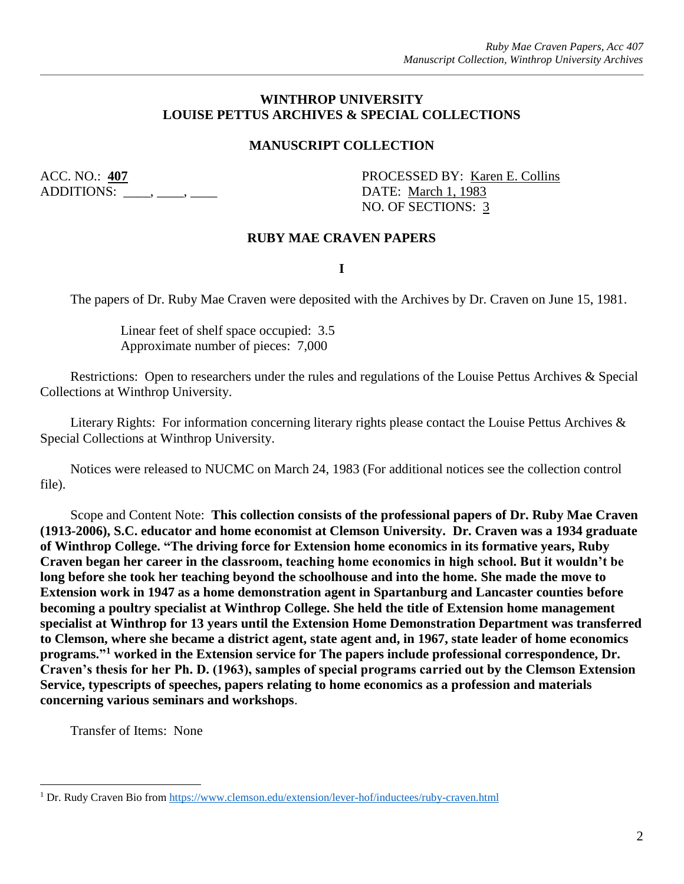# WINTHROP UNIVERSITY
# LOUISE PETTUS ARCHIVES & SPECIAL COLLECTIONS

## MANUSCRIPT COLLECTION

ACC. NO.: **407**
ADDITIONS: ____, ____, ____

PROCESSED BY: Karen E. Collins
DATE: March 1, 1983
NO. OF SECTIONS: 3

## RUBY MAE CRAVEN PAPERS

### I

The papers of Dr. Ruby Mae Craven were deposited with the Archives by Dr. Craven on June 15, 1981.

Linear feet of shelf space occupied: 3.5
Approximate number of pieces: 7,000

Restrictions: Open to researchers under the rules and regulations of the Louise Pettus Archives & Special Collections at Winthrop University.

Literary Rights: For information concerning literary rights please contact the Louise Pettus Archives & Special Collections at Winthrop University.

Notices were released to NUCMC on March 24, 1983 (For additional notices see the collection control file).

Scope and Content Note: **This collection consists of the professional papers of Dr. Ruby Mae Craven (1913-2006), S.C. educator and home economist at Clemson University. Dr. Craven was a 1934 graduate of Winthrop College. "The driving force for Extension home economics in its formative years, Ruby Craven began her career in the classroom, teaching home economics in high school. But it wouldn't be long before she took her teaching beyond the schoolhouse and into the home. She made the move to Extension work in 1947 as a home demonstration agent in Spartanburg and Lancaster counties before becoming a poultry specialist at Winthrop College. She held the title of Extension home management specialist at Winthrop for 13 years until the Extension Home Demonstration Department was transferred to Clemson, where she became a district agent, state agent and, in 1967, state leader of home economics programs."[1] worked in the Extension service for The papers include professional correspondence, Dr. Craven's thesis for her Ph. D. (1963), samples of special programs carried out by the Clemson Extension Service, typescripts of speeches, papers relating to home economics as a profession and materials concerning various seminars and workshops**.

Transfer of Items: None

---

[1] Dr. Rudy Craven Bio from https://www.clemson.edu/extension/lever-hof/inductees/ruby-craven.html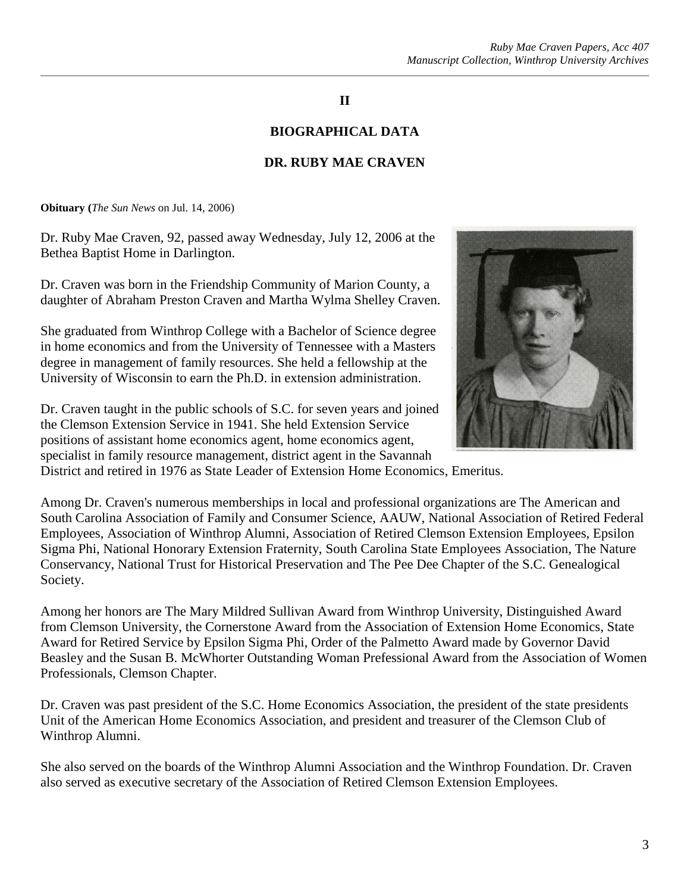## II

## BIOGRAPHICAL DATA

## DR. RUBY MAE CRAVEN

**Obituary (***The Sun News* on Jul. 14, 2006)

Dr. Ruby Mae Craven, 92, passed away Wednesday, July 12, 2006 at the Bethea Baptist Home in Darlington.

Dr. Craven was born in the Friendship Community of Marion County, a daughter of Abraham Preston Craven and Martha Wylma Shelley Craven.

She graduated from Winthrop College with a Bachelor of Science degree in home economics and from the University of Tennessee with a Masters degree in management of family resources. She held a fellowship at the University of Wisconsin to earn the Ph.D. in extension administration.

Dr. Craven taught in the public schools of S.C. for seven years and joined the Clemson Extension Service in 1941. She held Extension Service positions of assistant home economics agent, home economics agent, specialist in family resource management, district agent in the Savannah District and retired in 1976 as State Leader of Extension Home Economics, Emeritus.

Among Dr. Craven's numerous memberships in local and professional organizations are The American and South Carolina Association of Family and Consumer Science, AAUW, National Association of Retired Federal Employees, Association of Winthrop Alumni, Association of Retired Clemson Extension Employees, Epsilon Sigma Phi, National Honorary Extension Fraternity, South Carolina State Employees Association, The Nature Conservancy, National Trust for Historical Preservation and The Pee Dee Chapter of the S.C. Genealogical Society.

Among her honors are The Mary Mildred Sullivan Award from Winthrop University, Distinguished Award from Clemson University, the Cornerstone Award from the Association of Extension Home Economics, State Award for Retired Service by Epsilon Sigma Phi, Order of the Palmetto Award made by Governor David Beasley and the Susan B. McWhorter Outstanding Woman Prefessional Award from the Association of Women Professionals, Clemson Chapter.

Dr. Craven was past president of the S.C. Home Economics Association, the president of the state presidents Unit of the American Home Economics Association, and president and treasurer of the Clemson Club of Winthrop Alumni.

She also served on the boards of the Winthrop Alumni Association and the Winthrop Foundation. Dr. Craven also served as executive secretary of the Association of Retired Clemson Extension Employees.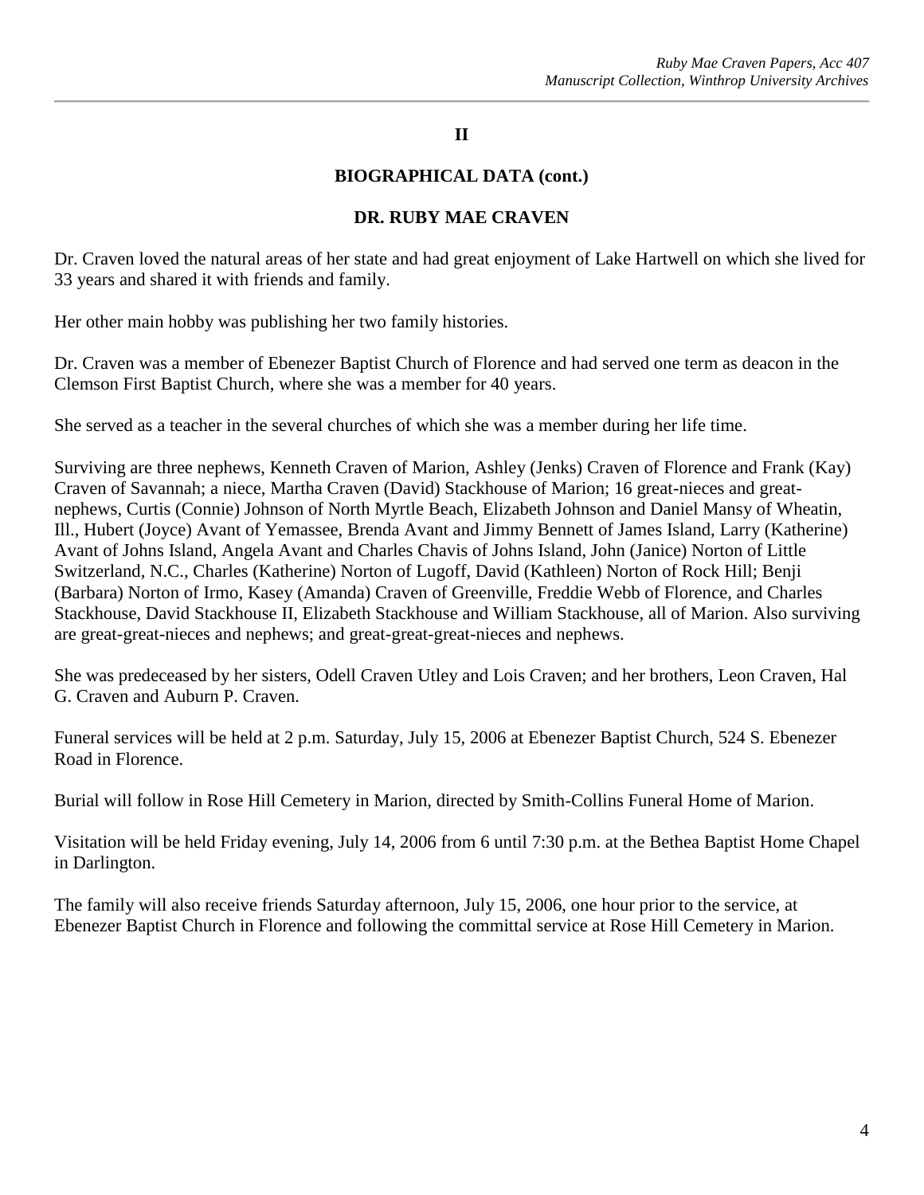## II

## BIOGRAPHICAL DATA (cont.)

## DR. RUBY MAE CRAVEN

Dr. Craven loved the natural areas of her state and had great enjoyment of Lake Hartwell on which she lived for 33 years and shared it with friends and family.

Her other main hobby was publishing her two family histories.

Dr. Craven was a member of Ebenezer Baptist Church of Florence and had served one term as deacon in the Clemson First Baptist Church, where she was a member for 40 years.

She served as a teacher in the several churches of which she was a member during her life time.

Surviving are three nephews, Kenneth Craven of Marion, Ashley (Jenks) Craven of Florence and Frank (Kay) Craven of Savannah; a niece, Martha Craven (David) Stackhouse of Marion; 16 great-nieces and great-nephews, Curtis (Connie) Johnson of North Myrtle Beach, Elizabeth Johnson and Daniel Mansy of Wheatin, Ill., Hubert (Joyce) Avant of Yemassee, Brenda Avant and Jimmy Bennett of James Island, Larry (Katherine) Avant of Johns Island, Angela Avant and Charles Chavis of Johns Island, John (Janice) Norton of Little Switzerland, N.C., Charles (Katherine) Norton of Lugoff, David (Kathleen) Norton of Rock Hill; Benji (Barbara) Norton of Irmo, Kasey (Amanda) Craven of Greenville, Freddie Webb of Florence, and Charles Stackhouse, David Stackhouse II, Elizabeth Stackhouse and William Stackhouse, all of Marion. Also surviving are great-great-nieces and nephews; and great-great-great-nieces and nephews.

She was predeceased by her sisters, Odell Craven Utley and Lois Craven; and her brothers, Leon Craven, Hal G. Craven and Auburn P. Craven.

Funeral services will be held at 2 p.m. Saturday, July 15, 2006 at Ebenezer Baptist Church, 524 S. Ebenezer Road in Florence.

Burial will follow in Rose Hill Cemetery in Marion, directed by Smith-Collins Funeral Home of Marion.

Visitation will be held Friday evening, July 14, 2006 from 6 until 7:30 p.m. at the Bethea Baptist Home Chapel in Darlington.

The family will also receive friends Saturday afternoon, July 15, 2006, one hour prior to the service, at Ebenezer Baptist Church in Florence and following the committal service at Rose Hill Cemetery in Marion.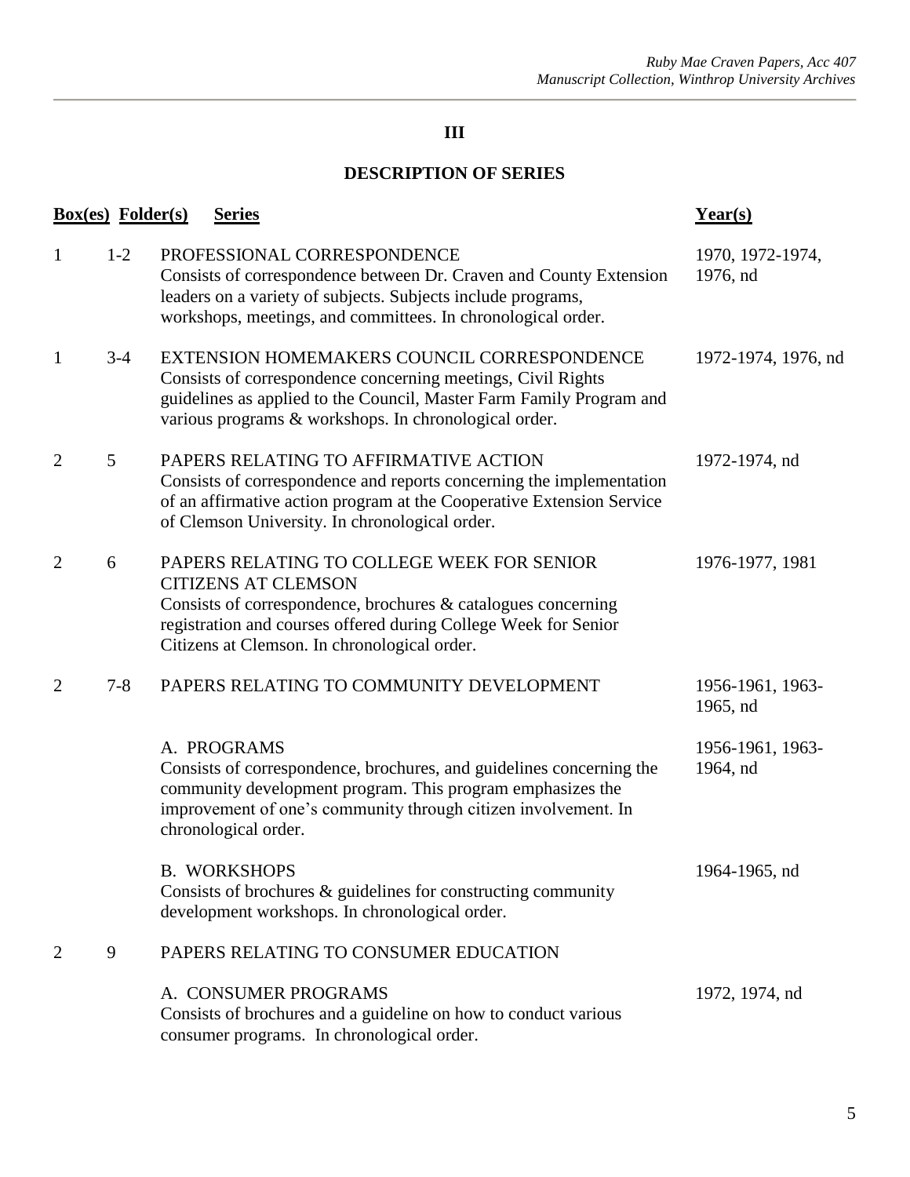# III

## DESCRIPTION OF SERIES

| Box(es) | Folder(s) | Series | Year(s) |
|---|---|---|---|
| 1 | 1-2 | PROFESSIONAL CORRESPONDENCE<br>Consists of correspondence between Dr. Craven and County Extension leaders on a variety of subjects. Subjects include programs, workshops, meetings, and committees. In chronological order. | 1970, 1972-1974, 1976, nd |
| 1 | 3-4 | EXTENSION HOMEMAKERS COUNCIL CORRESPONDENCE<br>Consists of correspondence concerning meetings, Civil Rights guidelines as applied to the Council, Master Farm Family Program and various programs & workshops. In chronological order. | 1972-1974, 1976, nd |
| 2 | 5 | PAPERS RELATING TO AFFIRMATIVE ACTION<br>Consists of correspondence and reports concerning the implementation of an affirmative action program at the Cooperative Extension Service of Clemson University. In chronological order. | 1972-1974, nd |
| 2 | 6 | PAPERS RELATING TO COLLEGE WEEK FOR SENIOR CITIZENS AT CLEMSON<br>Consists of correspondence, brochures & catalogues concerning registration and courses offered during College Week for Senior Citizens at Clemson. In chronological order. | 1976-1977, 1981 |
| 2 | 7-8 | PAPERS RELATING TO COMMUNITY DEVELOPMENT | 1956-1961, 1963-1965, nd |
| | | A. PROGRAMS<br>Consists of correspondence, brochures, and guidelines concerning the community development program. This program emphasizes the improvement of one's community through citizen involvement. In chronological order. | 1956-1961, 1963-1964, nd |
| | | B. WORKSHOPS<br>Consists of brochures & guidelines for constructing community development workshops. In chronological order. | 1964-1965, nd |
| 2 | 9 | PAPERS RELATING TO CONSUMER EDUCATION | |
| | | A. CONSUMER PROGRAMS<br>Consists of brochures and a guideline on how to conduct various consumer programs. In chronological order. | 1972, 1974, nd |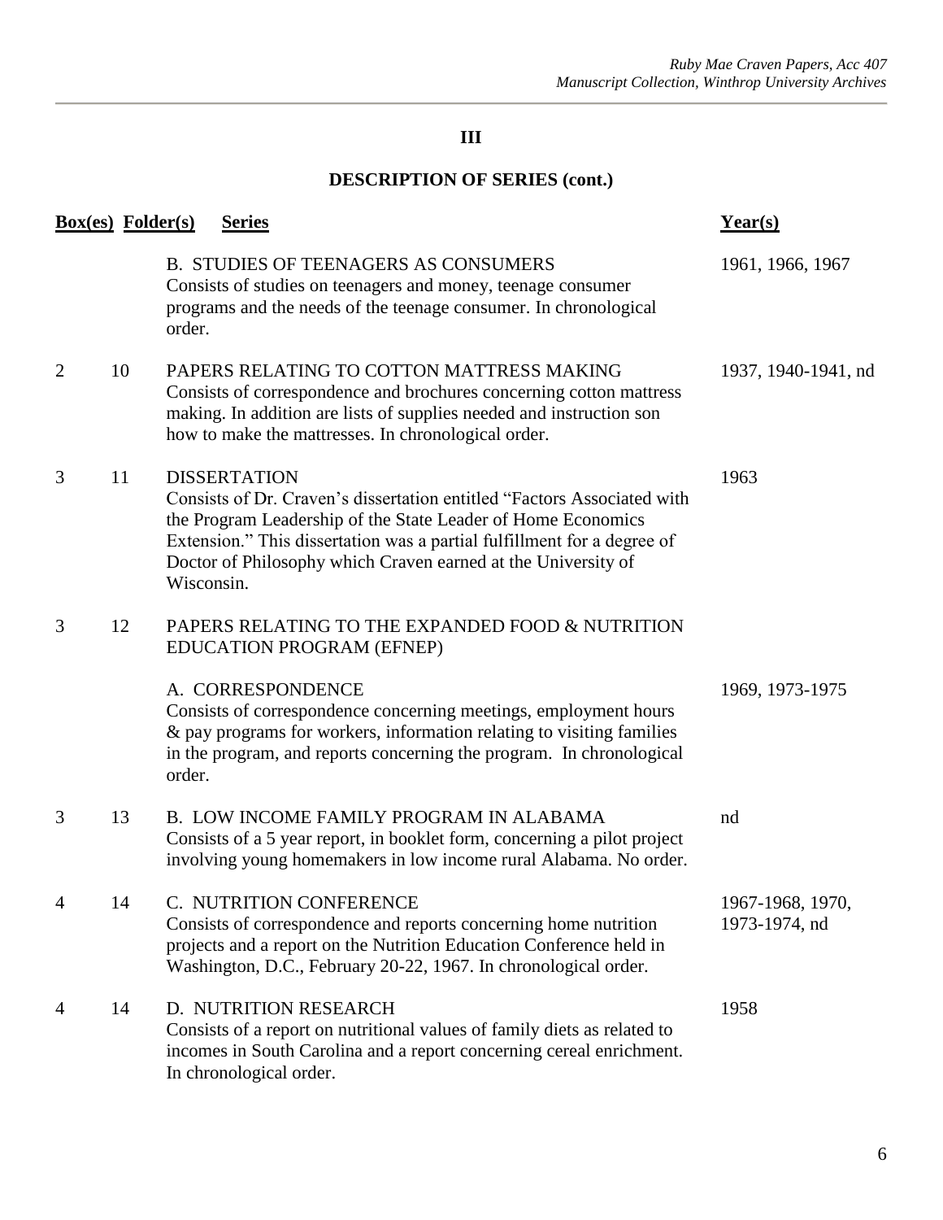## III

## DESCRIPTION OF SERIES (cont.)

| Box(es) | Folder(s) | Series | Year(s) |
|---|---|---|---|
| | | B. STUDIES OF TEENAGERS AS CONSUMERS<br>Consists of studies on teenagers and money, teenage consumer programs and the needs of the teenage consumer. In chronological order. | 1961, 1966, 1967 |
| 2 | 10 | PAPERS RELATING TO COTTON MATTRESS MAKING<br>Consists of correspondence and brochures concerning cotton mattress making. In addition are lists of supplies needed and instruction son how to make the mattresses. In chronological order. | 1937, 1940-1941, nd |
| 3 | 11 | DISSERTATION<br>Consists of Dr. Craven's dissertation entitled "Factors Associated with the Program Leadership of the State Leader of Home Economics Extension." This dissertation was a partial fulfillment for a degree of Doctor of Philosophy which Craven earned at the University of Wisconsin. | 1963 |
| 3 | 12 | PAPERS RELATING TO THE EXPANDED FOOD & NUTRITION EDUCATION PROGRAM (EFNEP) | |
| | | A. CORRESPONDENCE<br>Consists of correspondence concerning meetings, employment hours & pay programs for workers, information relating to visiting families in the program, and reports concerning the program. In chronological order. | 1969, 1973-1975 |
| 3 | 13 | B. LOW INCOME FAMILY PROGRAM IN ALABAMA<br>Consists of a 5 year report, in booklet form, concerning a pilot project involving young homemakers in low income rural Alabama. No order. | nd |
| 4 | 14 | C. NUTRITION CONFERENCE<br>Consists of correspondence and reports concerning home nutrition projects and a report on the Nutrition Education Conference held in Washington, D.C., February 20-22, 1967. In chronological order. | 1967-1968, 1970, 1973-1974, nd |
| 4 | 14 | D. NUTRITION RESEARCH<br>Consists of a report on nutritional values of family diets as related to incomes in South Carolina and a report concerning cereal enrichment. In chronological order. | 1958 |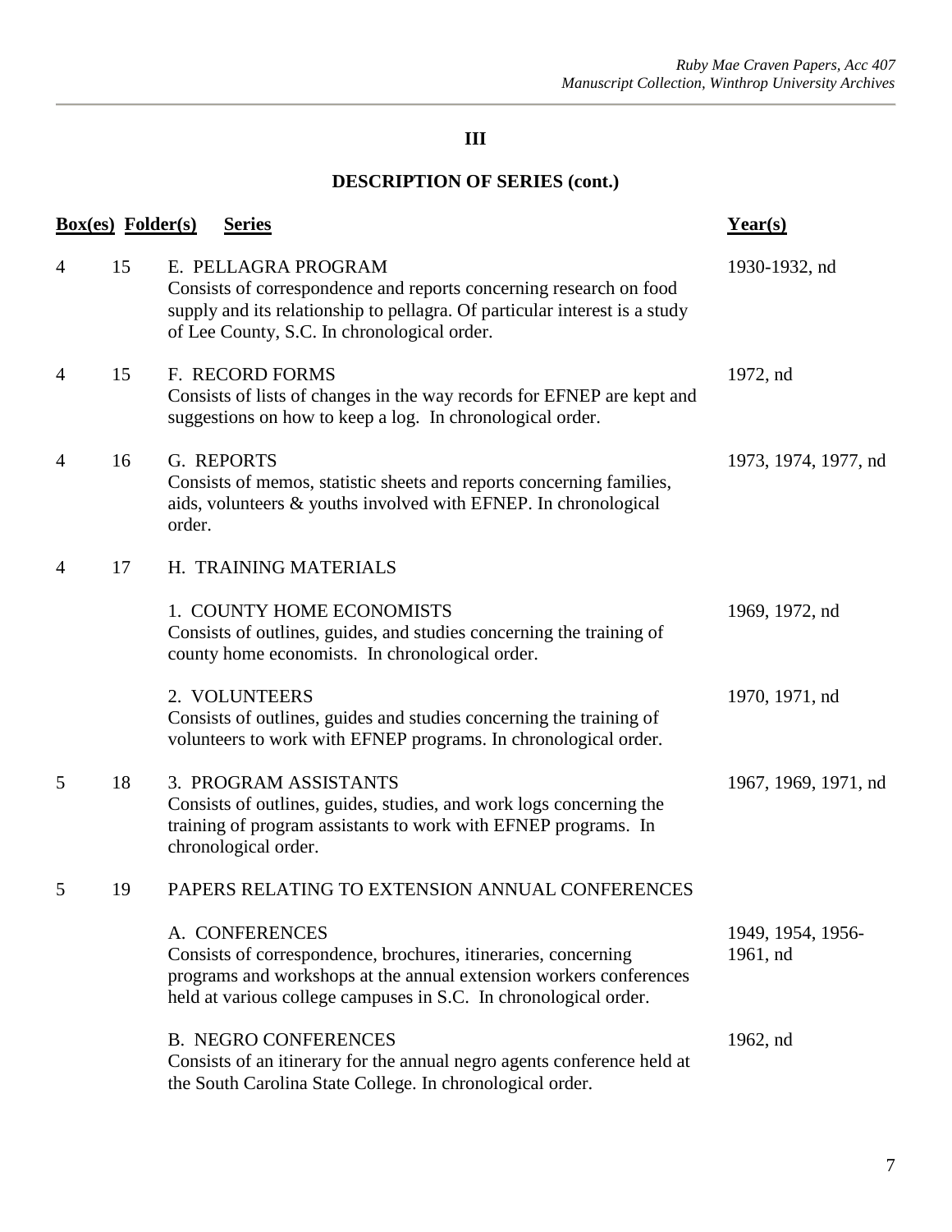## III

## DESCRIPTION OF SERIES (cont.)

| Box(es) | Folder(s) | Series | Year(s) |
|---|---|---|---|
| 4 | 15 | E. PELLAGRA PROGRAM<br>Consists of correspondence and reports concerning research on food supply and its relationship to pellagra. Of particular interest is a study of Lee County, S.C. In chronological order. | 1930-1932, nd |
| 4 | 15 | F. RECORD FORMS<br>Consists of lists of changes in the way records for EFNEP are kept and suggestions on how to keep a log. In chronological order. | 1972, nd |
| 4 | 16 | G. REPORTS<br>Consists of memos, statistic sheets and reports concerning families, aids, volunteers & youths involved with EFNEP. In chronological order. | 1973, 1974, 1977, nd |
| 4 | 17 | H. TRAINING MATERIALS | |
| | | 1. COUNTY HOME ECONOMISTS<br>Consists of outlines, guides, and studies concerning the training of county home economists. In chronological order. | 1969, 1972, nd |
| | | 2. VOLUNTEERS<br>Consists of outlines, guides and studies concerning the training of volunteers to work with EFNEP programs. In chronological order. | 1970, 1971, nd |
| 5 | 18 | 3. PROGRAM ASSISTANTS<br>Consists of outlines, guides, studies, and work logs concerning the training of program assistants to work with EFNEP programs. In chronological order. | 1967, 1969, 1971, nd |
| 5 | 19 | PAPERS RELATING TO EXTENSION ANNUAL CONFERENCES | |
| | | A. CONFERENCES<br>Consists of correspondence, brochures, itineraries, concerning programs and workshops at the annual extension workers conferences held at various college campuses in S.C. In chronological order. | 1949, 1954, 1956-1961, nd |
| | | B. NEGRO CONFERENCES<br>Consists of an itinerary for the annual negro agents conference held at the South Carolina State College. In chronological order. | 1962, nd |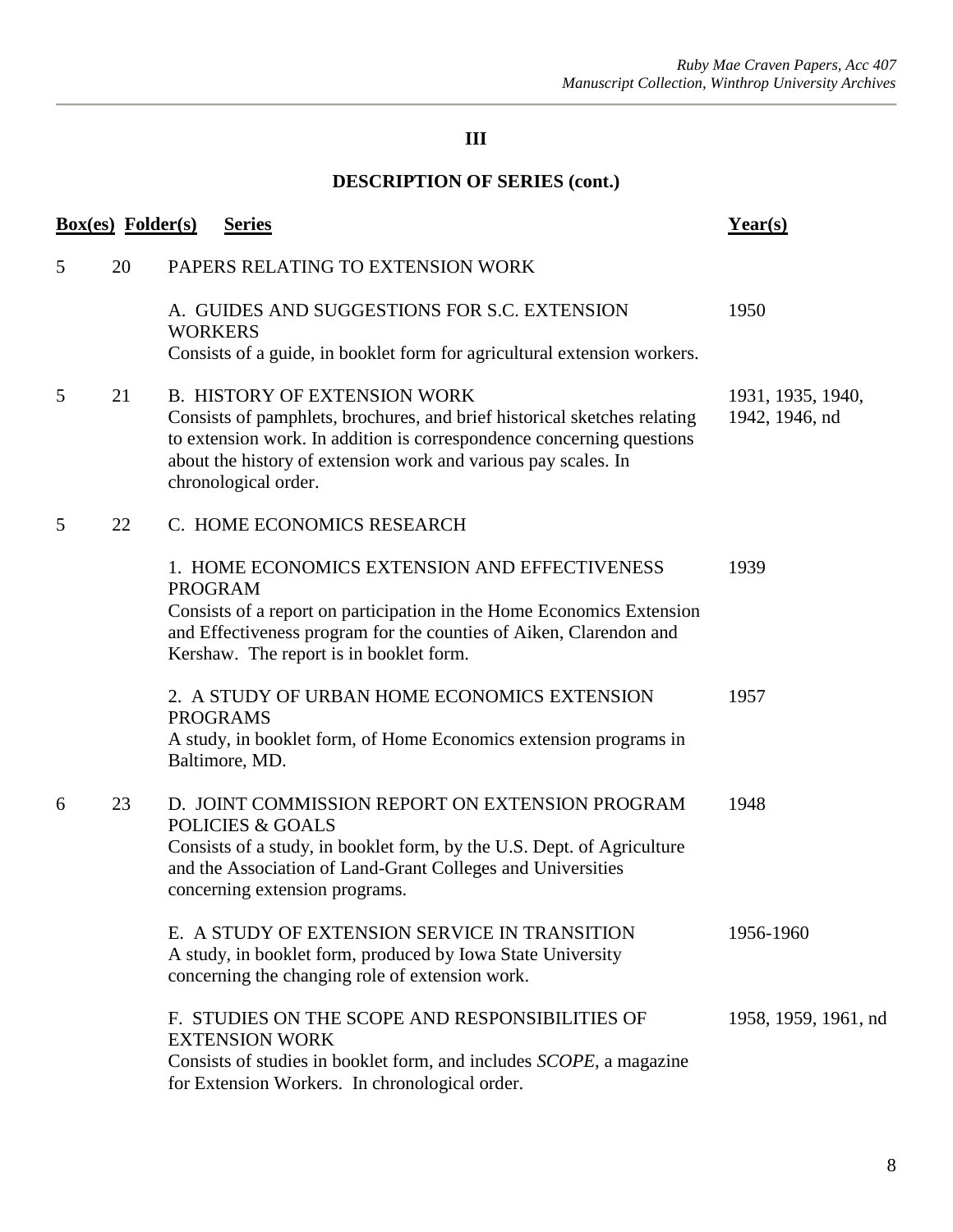## III

## DESCRIPTION OF SERIES (cont.)

| Box(es) | Folder(s) | Series | Year(s) |
|---|---|---|---|
| 5 | 20 | PAPERS RELATING TO EXTENSION WORK | |
| | | A. GUIDES AND SUGGESTIONS FOR S.C. EXTENSION WORKERS<br>Consists of a guide, in booklet form for agricultural extension workers. | 1950 |
| 5 | 21 | B. HISTORY OF EXTENSION WORK<br>Consists of pamphlets, brochures, and brief historical sketches relating to extension work. In addition is correspondence concerning questions about the history of extension work and various pay scales. In chronological order. | 1931, 1935, 1940, 1942, 1946, nd |
| 5 | 22 | C. HOME ECONOMICS RESEARCH | |
| | | 1. HOME ECONOMICS EXTENSION AND EFFECTIVENESS PROGRAM<br>Consists of a report on participation in the Home Economics Extension and Effectiveness program for the counties of Aiken, Clarendon and Kershaw. The report is in booklet form. | 1939 |
| | | 2. A STUDY OF URBAN HOME ECONOMICS EXTENSION PROGRAMS<br>A study, in booklet form, of Home Economics extension programs in Baltimore, MD. | 1957 |
| 6 | 23 | D. JOINT COMMISSION REPORT ON EXTENSION PROGRAM POLICIES & GOALS<br>Consists of a study, in booklet form, by the U.S. Dept. of Agriculture and the Association of Land-Grant Colleges and Universities concerning extension programs. | 1948 |
| | | E. A STUDY OF EXTENSION SERVICE IN TRANSITION<br>A study, in booklet form, produced by Iowa State University concerning the changing role of extension work. | 1956-1960 |
| | | F. STUDIES ON THE SCOPE AND RESPONSIBILITIES OF EXTENSION WORK<br>Consists of studies in booklet form, and includes *SCOPE*, a magazine for Extension Workers. In chronological order. | 1958, 1959, 1961, nd |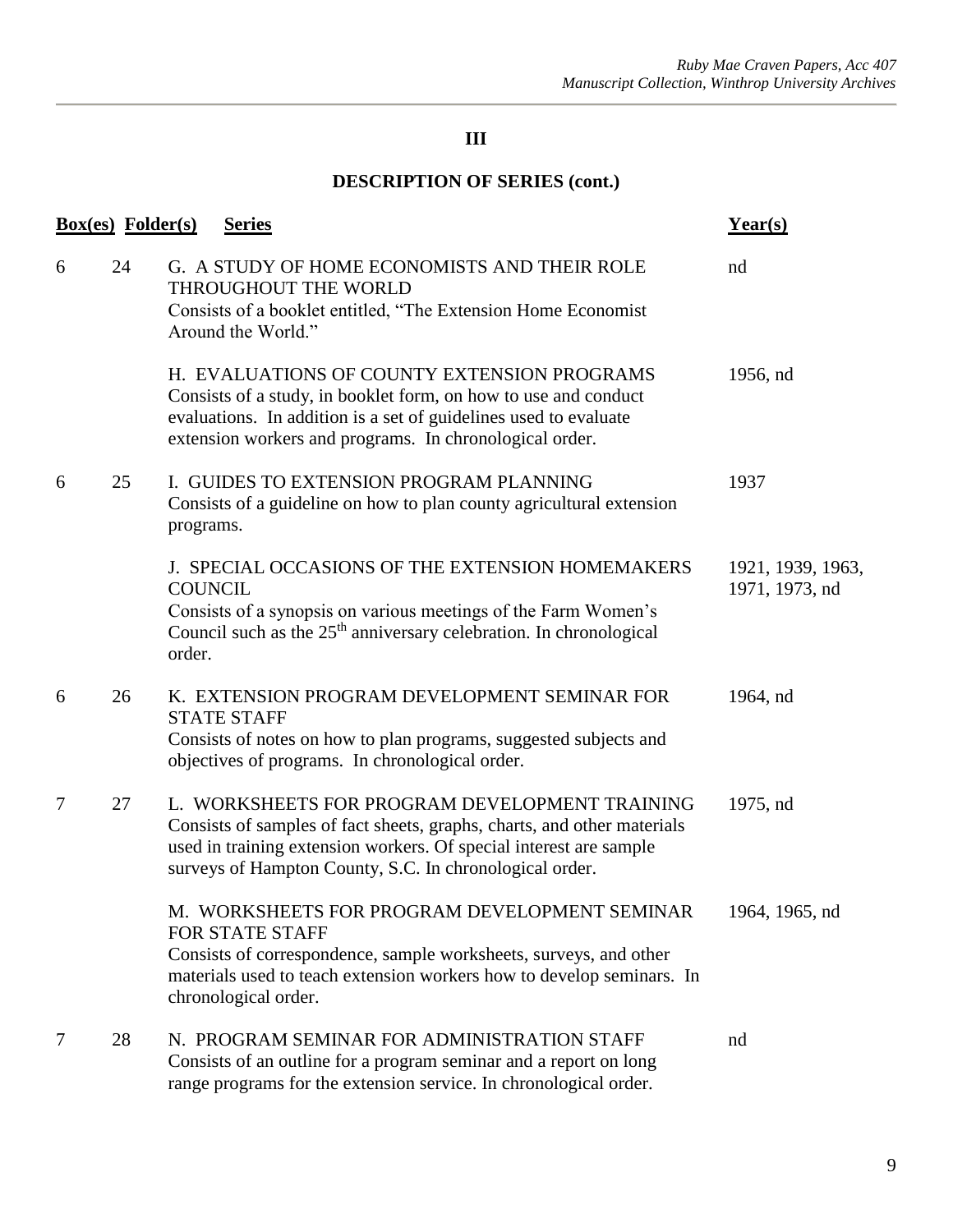## III

## DESCRIPTION OF SERIES (cont.)

| Box(es) | Folder(s) | Series | Year(s) |
|---|---|---|---|
| 6 | 24 | G. A STUDY OF HOME ECONOMISTS AND THEIR ROLE THROUGHOUT THE WORLD<br>Consists of a booklet entitled, "The Extension Home Economist Around the World." | nd |
| | | H. EVALUATIONS OF COUNTY EXTENSION PROGRAMS<br>Consists of a study, in booklet form, on how to use and conduct evaluations. In addition is a set of guidelines used to evaluate extension workers and programs. In chronological order. | 1956, nd |
| 6 | 25 | I. GUIDES TO EXTENSION PROGRAM PLANNING<br>Consists of a guideline on how to plan county agricultural extension programs. | 1937 |
| | | J. SPECIAL OCCASIONS OF THE EXTENSION HOMEMAKERS COUNCIL<br>Consists of a synopsis on various meetings of the Farm Women's Council such as the 25th anniversary celebration. In chronological order. | 1921, 1939, 1963, 1971, 1973, nd |
| 6 | 26 | K. EXTENSION PROGRAM DEVELOPMENT SEMINAR FOR STATE STAFF<br>Consists of notes on how to plan programs, suggested subjects and objectives of programs. In chronological order. | 1964, nd |
| 7 | 27 | L. WORKSHEETS FOR PROGRAM DEVELOPMENT TRAINING<br>Consists of samples of fact sheets, graphs, charts, and other materials used in training extension workers. Of special interest are sample surveys of Hampton County, S.C. In chronological order. | 1975, nd |
| | | M. WORKSHEETS FOR PROGRAM DEVELOPMENT SEMINAR FOR STATE STAFF<br>Consists of correspondence, sample worksheets, surveys, and other materials used to teach extension workers how to develop seminars. In chronological order. | 1964, 1965, nd |
| 7 | 28 | N. PROGRAM SEMINAR FOR ADMINISTRATION STAFF<br>Consists of an outline for a program seminar and a report on long range programs for the extension service. In chronological order. | nd |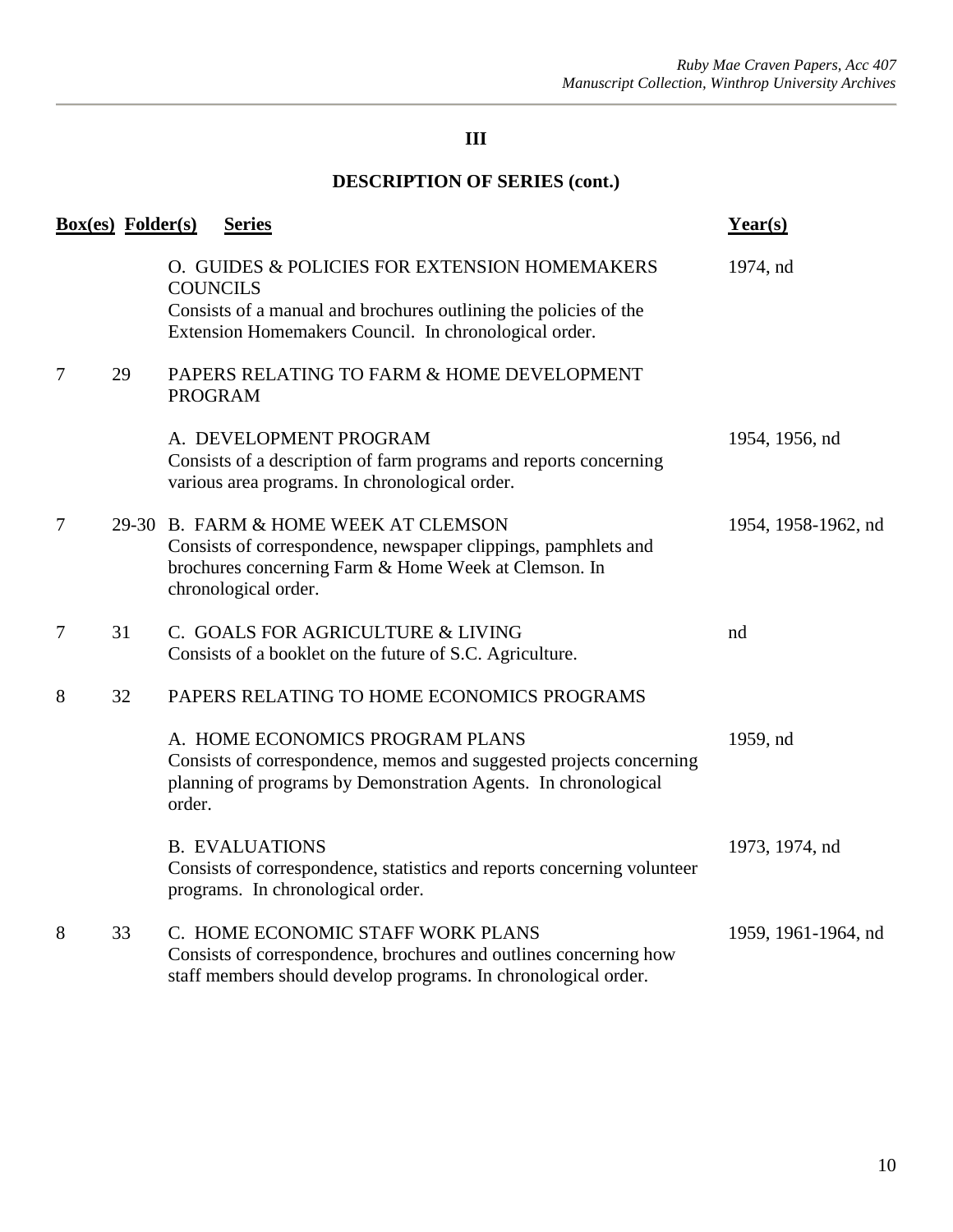## III

## DESCRIPTION OF SERIES (cont.)

| Box(es) | Folder(s) | Series | Year(s) |
|---|---|---|---|
| | | O. GUIDES & POLICIES FOR EXTENSION HOMEMAKERS COUNCILS<br>Consists of a manual and brochures outlining the policies of the Extension Homemakers Council. In chronological order. | 1974, nd |
| 7 | 29 | PAPERS RELATING TO FARM & HOME DEVELOPMENT PROGRAM | |
| | | A. DEVELOPMENT PROGRAM<br>Consists of a description of farm programs and reports concerning various area programs. In chronological order. | 1954, 1956, nd |
| 7 | 29-30 | B. FARM & HOME WEEK AT CLEMSON<br>Consists of correspondence, newspaper clippings, pamphlets and brochures concerning Farm & Home Week at Clemson. In chronological order. | 1954, 1958-1962, nd |
| 7 | 31 | C. GOALS FOR AGRICULTURE & LIVING<br>Consists of a booklet on the future of S.C. Agriculture. | nd |
| 8 | 32 | PAPERS RELATING TO HOME ECONOMICS PROGRAMS | |
| | | A. HOME ECONOMICS PROGRAM PLANS<br>Consists of correspondence, memos and suggested projects concerning planning of programs by Demonstration Agents. In chronological order. | 1959, nd |
| | | B. EVALUATIONS<br>Consists of correspondence, statistics and reports concerning volunteer programs. In chronological order. | 1973, 1974, nd |
| 8 | 33 | C. HOME ECONOMIC STAFF WORK PLANS<br>Consists of correspondence, brochures and outlines concerning how staff members should develop programs. In chronological order. | 1959, 1961-1964, nd |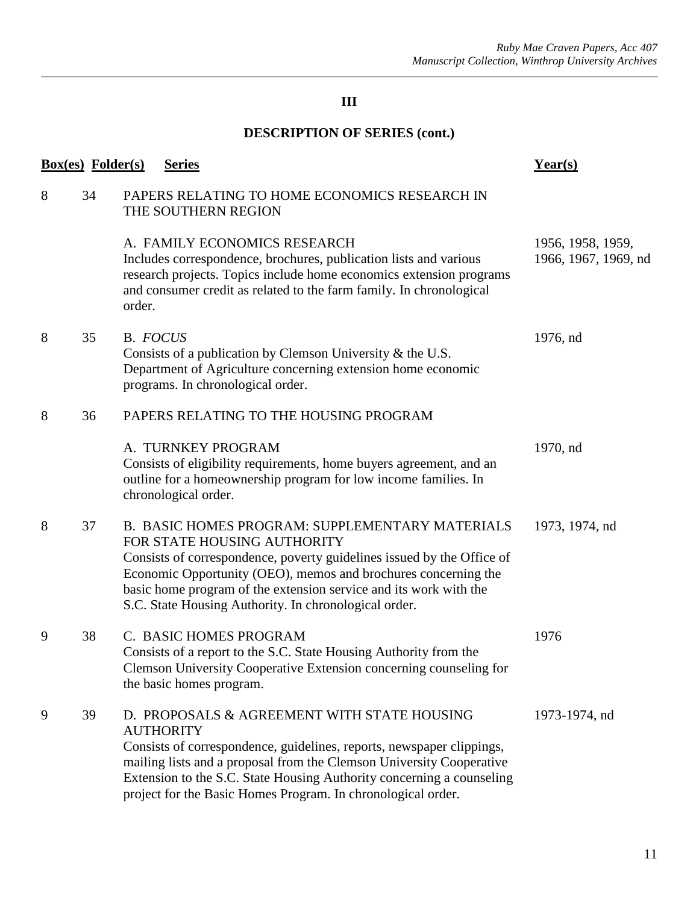## III

## DESCRIPTION OF SERIES (cont.)

| Box(es) | Folder(s) | Series | Year(s) |
|---|---|---|---|
| 8 | 34 | PAPERS RELATING TO HOME ECONOMICS RESEARCH IN THE SOUTHERN REGION | |
| | | A. FAMILY ECONOMICS RESEARCH<br>Includes correspondence, brochures, publication lists and various research projects. Topics include home economics extension programs and consumer credit as related to the farm family. In chronological order. | 1956, 1958, 1959, 1966, 1967, 1969, nd |
| 8 | 35 | B. *FOCUS*<br>Consists of a publication by Clemson University & the U.S. Department of Agriculture concerning extension home economic programs. In chronological order. | 1976, nd |
| 8 | 36 | PAPERS RELATING TO THE HOUSING PROGRAM | |
| | | A. TURNKEY PROGRAM<br>Consists of eligibility requirements, home buyers agreement, and an outline for a homeownership program for low income families. In chronological order. | 1970, nd |
| 8 | 37 | B. BASIC HOMES PROGRAM: SUPPLEMENTARY MATERIALS FOR STATE HOUSING AUTHORITY<br>Consists of correspondence, poverty guidelines issued by the Office of Economic Opportunity (OEO), memos and brochures concerning the basic home program of the extension service and its work with the S.C. State Housing Authority. In chronological order. | 1973, 1974, nd |
| 9 | 38 | C. BASIC HOMES PROGRAM<br>Consists of a report to the S.C. State Housing Authority from the Clemson University Cooperative Extension concerning counseling for the basic homes program. | 1976 |
| 9 | 39 | D. PROPOSALS & AGREEMENT WITH STATE HOUSING AUTHORITY<br>Consists of correspondence, guidelines, reports, newspaper clippings, mailing lists and a proposal from the Clemson University Cooperative Extension to the S.C. State Housing Authority concerning a counseling project for the Basic Homes Program. In chronological order. | 1973-1974, nd |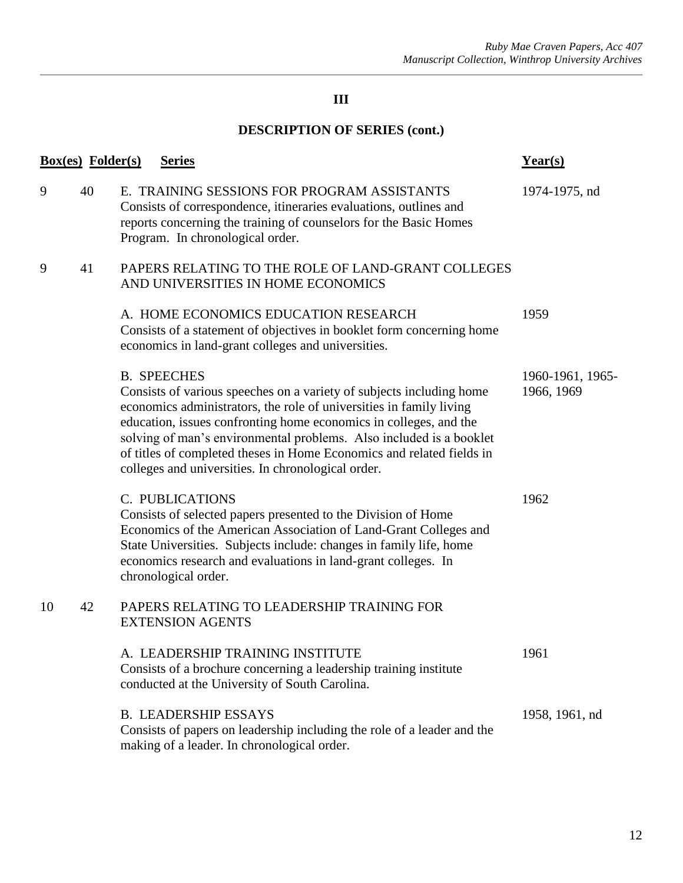## III

## DESCRIPTION OF SERIES (cont.)

| Box(es) | Folder(s) | Series | Year(s) |
|---|---|---|---|
| 9 | 40 | E. TRAINING SESSIONS FOR PROGRAM ASSISTANTS<br>Consists of correspondence, itineraries evaluations, outlines and reports concerning the training of counselors for the Basic Homes Program. In chronological order. | 1974-1975, nd |
| 9 | 41 | PAPERS RELATING TO THE ROLE OF LAND-GRANT COLLEGES AND UNIVERSITIES IN HOME ECONOMICS | |
| | | A. HOME ECONOMICS EDUCATION RESEARCH<br>Consists of a statement of objectives in booklet form concerning home economics in land-grant colleges and universities. | 1959 |
| | | B. SPEECHES<br>Consists of various speeches on a variety of subjects including home economics administrators, the role of universities in family living education, issues confronting home economics in colleges, and the solving of man's environmental problems. Also included is a booklet of titles of completed theses in Home Economics and related fields in colleges and universities. In chronological order. | 1960-1961, 1965-1966, 1969 |
| | | C. PUBLICATIONS<br>Consists of selected papers presented to the Division of Home Economics of the American Association of Land-Grant Colleges and State Universities. Subjects include: changes in family life, home economics research and evaluations in land-grant colleges. In chronological order. | 1962 |
| 10 | 42 | PAPERS RELATING TO LEADERSHIP TRAINING FOR EXTENSION AGENTS | |
| | | A. LEADERSHIP TRAINING INSTITUTE<br>Consists of a brochure concerning a leadership training institute conducted at the University of South Carolina. | 1961 |
| | | B. LEADERSHIP ESSAYS<br>Consists of papers on leadership including the role of a leader and the making of a leader. In chronological order. | 1958, 1961, nd |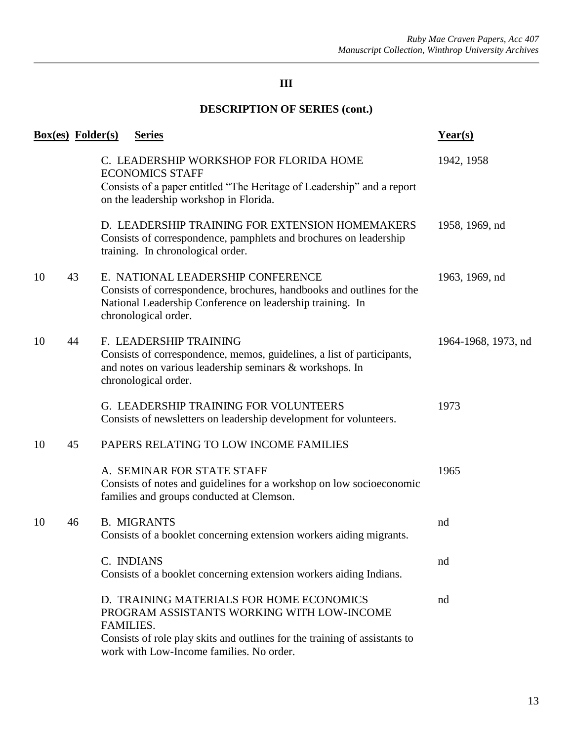## III

## DESCRIPTION OF SERIES (cont.)

| Box(es) | Folder(s) | Series | Year(s) |
|---|---|---|---|
| | | C. LEADERSHIP WORKSHOP FOR FLORIDA HOME ECONOMICS STAFF<br>Consists of a paper entitled "The Heritage of Leadership" and a report on the leadership workshop in Florida. | 1942, 1958 |
| | | D. LEADERSHIP TRAINING FOR EXTENSION HOMEMAKERS<br>Consists of correspondence, pamphlets and brochures on leadership training. In chronological order. | 1958, 1969, nd |
| 10 | 43 | E. NATIONAL LEADERSHIP CONFERENCE<br>Consists of correspondence, brochures, handbooks and outlines for the National Leadership Conference on leadership training. In chronological order. | 1963, 1969, nd |
| 10 | 44 | F. LEADERSHIP TRAINING<br>Consists of correspondence, memos, guidelines, a list of participants, and notes on various leadership seminars & workshops. In chronological order. | 1964-1968, 1973, nd |
| | | G. LEADERSHIP TRAINING FOR VOLUNTEERS<br>Consists of newsletters on leadership development for volunteers. | 1973 |
| 10 | 45 | PAPERS RELATING TO LOW INCOME FAMILIES | |
| | | A. SEMINAR FOR STATE STAFF<br>Consists of notes and guidelines for a workshop on low socioeconomic families and groups conducted at Clemson. | 1965 |
| 10 | 46 | B. MIGRANTS<br>Consists of a booklet concerning extension workers aiding migrants. | nd |
| | | C. INDIANS<br>Consists of a booklet concerning extension workers aiding Indians. | nd |
| | | D. TRAINING MATERIALS FOR HOME ECONOMICS PROGRAM ASSISTANTS WORKING WITH LOW-INCOME FAMILIES.<br>Consists of role play skits and outlines for the training of assistants to work with Low-Income families. No order. | nd |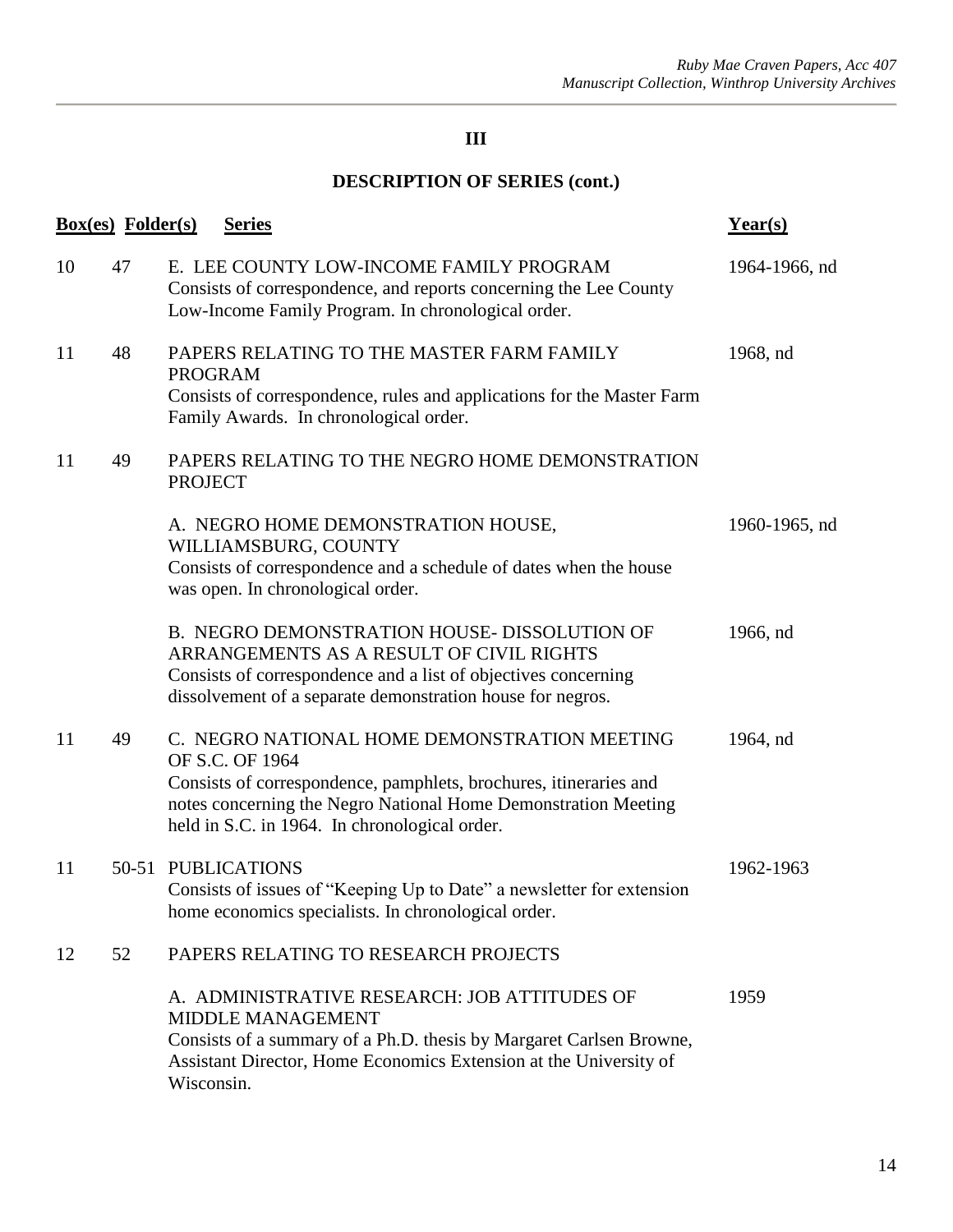## III

## DESCRIPTION OF SERIES (cont.)

| Box(es) | Folder(s) | Series | Year(s) |
|---|---|---|---|
| 10 | 47 | E. LEE COUNTY LOW-INCOME FAMILY PROGRAM<br>Consists of correspondence, and reports concerning the Lee County Low-Income Family Program. In chronological order. | 1964-1966, nd |
| 11 | 48 | PAPERS RELATING TO THE MASTER FARM FAMILY PROGRAM<br>Consists of correspondence, rules and applications for the Master Farm Family Awards. In chronological order. | 1968, nd |
| 11 | 49 | PAPERS RELATING TO THE NEGRO HOME DEMONSTRATION PROJECT | |
| | | A. NEGRO HOME DEMONSTRATION HOUSE, WILLIAMSBURG, COUNTY<br>Consists of correspondence and a schedule of dates when the house was open. In chronological order. | 1960-1965, nd |
| | | B. NEGRO DEMONSTRATION HOUSE- DISSOLUTION OF ARRANGEMENTS AS A RESULT OF CIVIL RIGHTS<br>Consists of correspondence and a list of objectives concerning dissolvement of a separate demonstration house for negros. | 1966, nd |
| 11 | 49 | C. NEGRO NATIONAL HOME DEMONSTRATION MEETING OF S.C. OF 1964<br>Consists of correspondence, pamphlets, brochures, itineraries and notes concerning the Negro National Home Demonstration Meeting held in S.C. in 1964. In chronological order. | 1964, nd |
| 11 | 50-51 | PUBLICATIONS<br>Consists of issues of "Keeping Up to Date" a newsletter for extension home economics specialists. In chronological order. | 1962-1963 |
| 12 | 52 | PAPERS RELATING TO RESEARCH PROJECTS | |
| | | A. ADMINISTRATIVE RESEARCH: JOB ATTITUDES OF MIDDLE MANAGEMENT<br>Consists of a summary of a Ph.D. thesis by Margaret Carlsen Browne, Assistant Director, Home Economics Extension at the University of Wisconsin. | 1959 |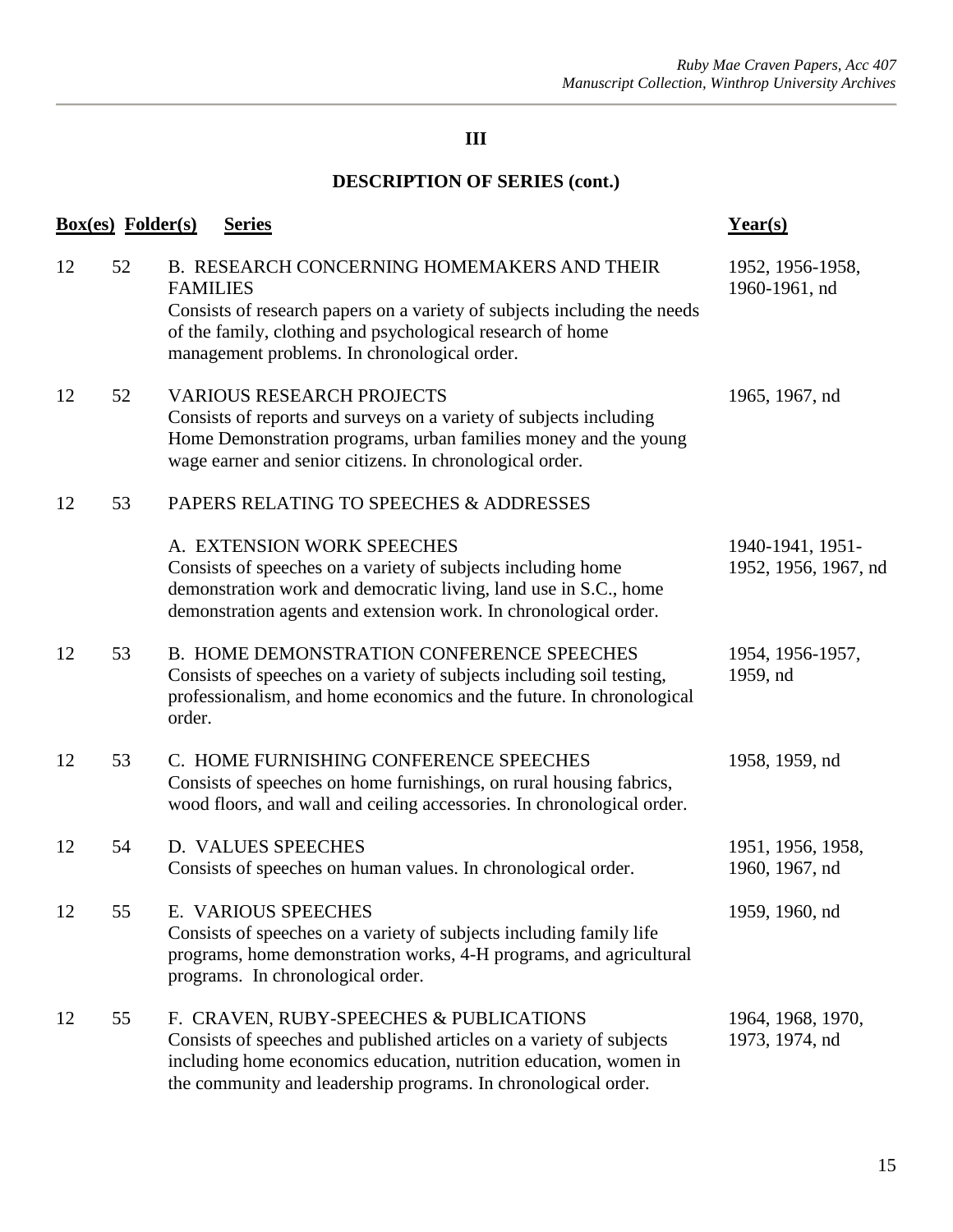## III

## DESCRIPTION OF SERIES (cont.)

| Box(es) | Folder(s) | Series | Year(s) |
|---|---|---|---|
| 12 | 52 | B. RESEARCH CONCERNING HOMEMAKERS AND THEIR FAMILIES<br>Consists of research papers on a variety of subjects including the needs of the family, clothing and psychological research of home management problems. In chronological order. | 1952, 1956-1958, 1960-1961, nd |
| 12 | 52 | VARIOUS RESEARCH PROJECTS<br>Consists of reports and surveys on a variety of subjects including Home Demonstration programs, urban families money and the young wage earner and senior citizens. In chronological order. | 1965, 1967, nd |
| 12 | 53 | PAPERS RELATING TO SPEECHES & ADDRESSES | |
| | | A. EXTENSION WORK SPEECHES<br>Consists of speeches on a variety of subjects including home demonstration work and democratic living, land use in S.C., home demonstration agents and extension work. In chronological order. | 1940-1941, 1951-1952, 1956, 1967, nd |
| 12 | 53 | B. HOME DEMONSTRATION CONFERENCE SPEECHES<br>Consists of speeches on a variety of subjects including soil testing, professionalism, and home economics and the future. In chronological order. | 1954, 1956-1957, 1959, nd |
| 12 | 53 | C. HOME FURNISHING CONFERENCE SPEECHES<br>Consists of speeches on home furnishings, on rural housing fabrics, wood floors, and wall and ceiling accessories. In chronological order. | 1958, 1959, nd |
| 12 | 54 | D. VALUES SPEECHES<br>Consists of speeches on human values. In chronological order. | 1951, 1956, 1958, 1960, 1967, nd |
| 12 | 55 | E. VARIOUS SPEECHES<br>Consists of speeches on a variety of subjects including family life programs, home demonstration works, 4-H programs, and agricultural programs. In chronological order. | 1959, 1960, nd |
| 12 | 55 | F. CRAVEN, RUBY-SPEECHES & PUBLICATIONS<br>Consists of speeches and published articles on a variety of subjects including home economics education, nutrition education, women in the community and leadership programs. In chronological order. | 1964, 1968, 1970, 1973, 1974, nd |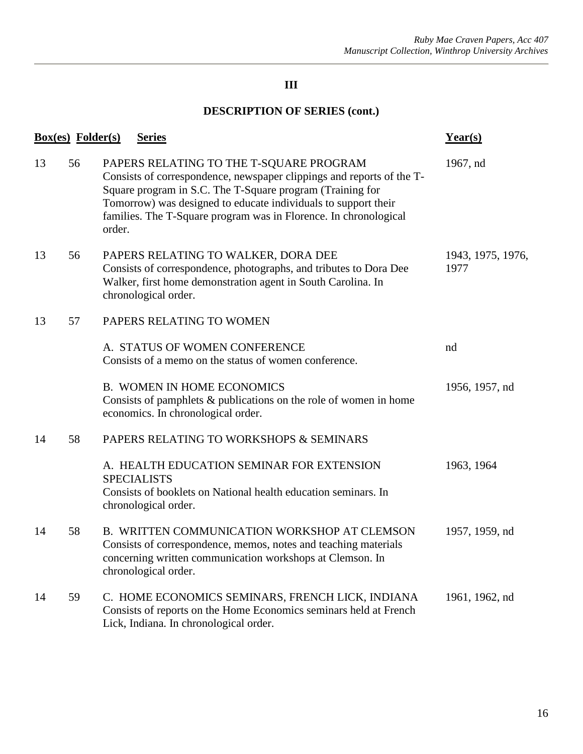## III

## DESCRIPTION OF SERIES (cont.)

| Box(es) | Folder(s) | Series | Year(s) |
|---|---|---|---|
| 13 | 56 | PAPERS RELATING TO THE T-SQUARE PROGRAM<br>Consists of correspondence, newspaper clippings and reports of the T-Square program in S.C. The T-Square program (Training for Tomorrow) was designed to educate individuals to support their families. The T-Square program was in Florence. In chronological order. | 1967, nd |
| 13 | 56 | PAPERS RELATING TO WALKER, DORA DEE<br>Consists of correspondence, photographs, and tributes to Dora Dee Walker, first home demonstration agent in South Carolina. In chronological order. | 1943, 1975, 1976, 1977 |
| 13 | 57 | PAPERS RELATING TO WOMEN | |
| | | A. STATUS OF WOMEN CONFERENCE<br>Consists of a memo on the status of women conference. | nd |
| | | B. WOMEN IN HOME ECONOMICS<br>Consists of pamphlets & publications on the role of women in home economics. In chronological order. | 1956, 1957, nd |
| 14 | 58 | PAPERS RELATING TO WORKSHOPS & SEMINARS | |
| | | A. HEALTH EDUCATION SEMINAR FOR EXTENSION SPECIALISTS<br>Consists of booklets on National health education seminars. In chronological order. | 1963, 1964 |
| 14 | 58 | B. WRITTEN COMMUNICATION WORKSHOP AT CLEMSON<br>Consists of correspondence, memos, notes and teaching materials concerning written communication workshops at Clemson. In chronological order. | 1957, 1959, nd |
| 14 | 59 | C. HOME ECONOMICS SEMINARS, FRENCH LICK, INDIANA<br>Consists of reports on the Home Economics seminars held at French Lick, Indiana. In chronological order. | 1961, 1962, nd |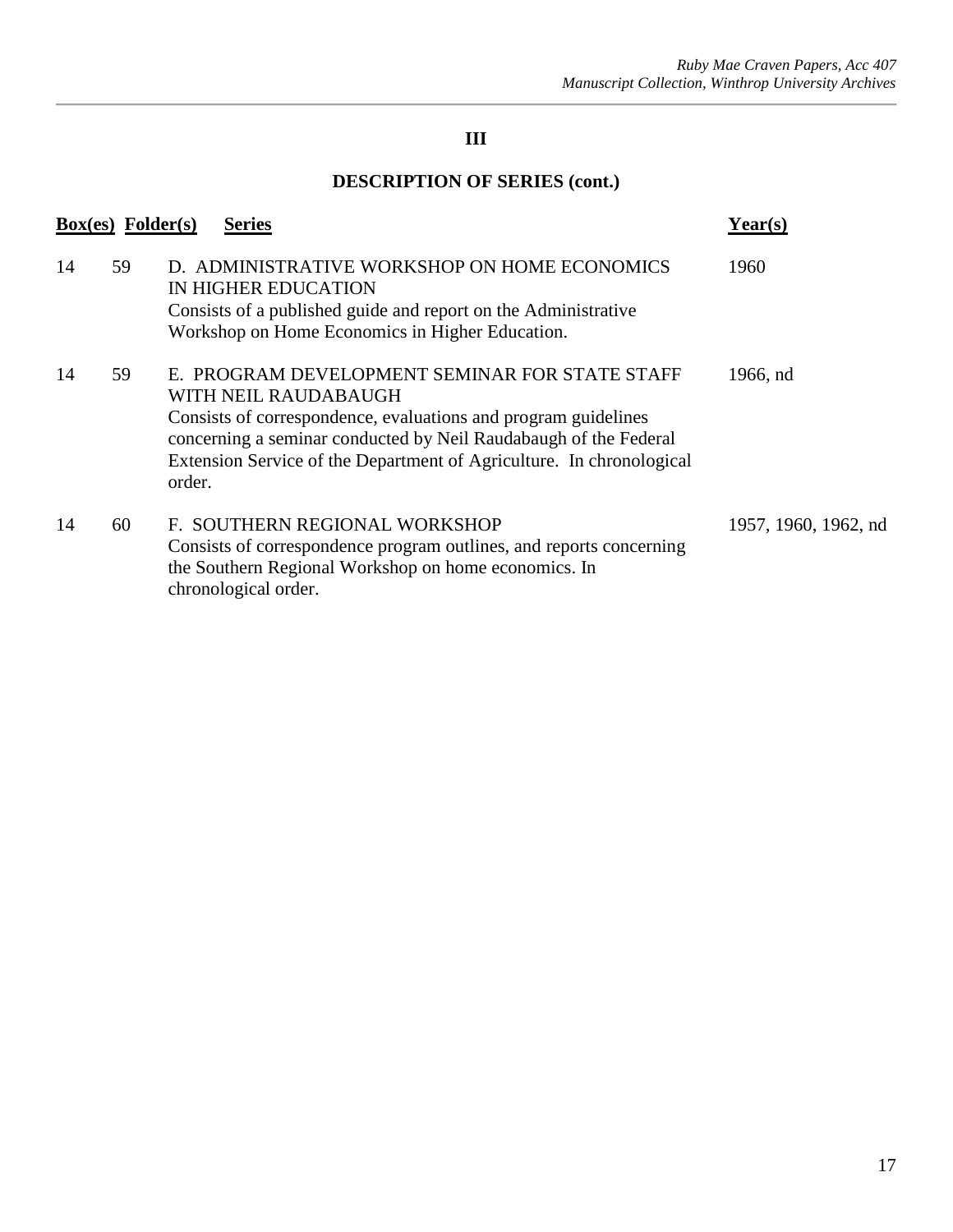**III**

**DESCRIPTION OF SERIES (cont.)**

| Box(es) | Folder(s) | Series | Year(s) |
|---|---|---|---|
| 14 | 59 | D. ADMINISTRATIVE WORKSHOP ON HOME ECONOMICS IN HIGHER EDUCATION<br>Consists of a published guide and report on the Administrative Workshop on Home Economics in Higher Education. | 1960 |
| 14 | 59 | E. PROGRAM DEVELOPMENT SEMINAR FOR STATE STAFF WITH NEIL RAUDABAUGH<br>Consists of correspondence, evaluations and program guidelines concerning a seminar conducted by Neil Raudabaugh of the Federal Extension Service of the Department of Agriculture. In chronological order. | 1966, nd |
| 14 | 60 | F. SOUTHERN REGIONAL WORKSHOP<br>Consists of correspondence program outlines, and reports concerning the Southern Regional Workshop on home economics. In chronological order. | 1957, 1960, 1962, nd |